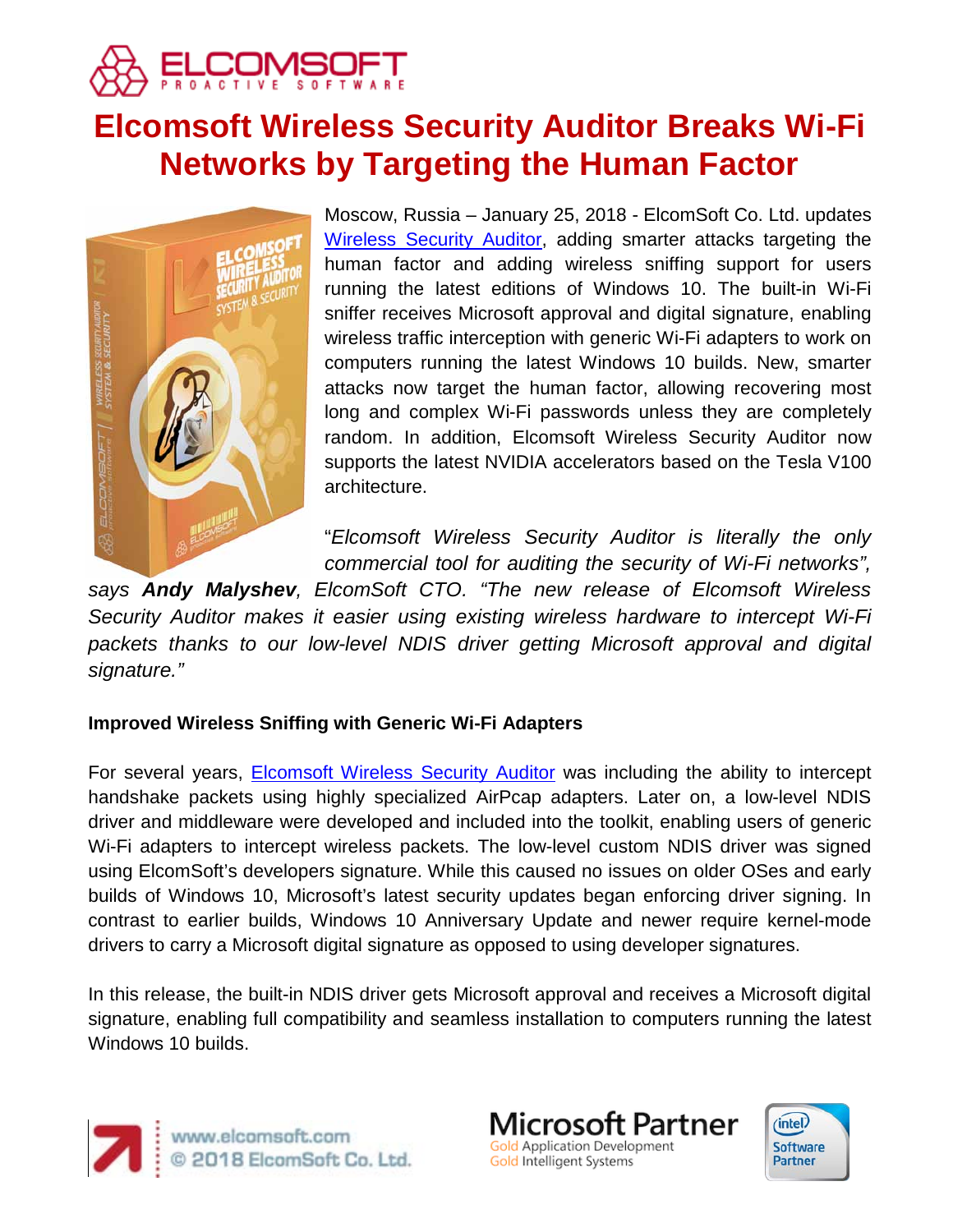# Elcomsoft Wireless Security Auditor Breaks Wi-Fi Networks by Targeting the Human Factor

Moscow, Russia – January 25, 2018 - ElcomSoft Co. Ltd. updates Wireless Security Auditor, adding smarter attacks targeting the human factor and adding wireless sniffing support for users running the latest editions of Windows 10. The built-in Wi-Fi sniffer receives Microsoft approval and digital signature, enabling wireless traffic interception with generic Wi-Fi adapters to work on computers running the latest Windows 10 builds. New, smarter attacks now target the human factor, allowing recovering most long and complex Wi-Fi passwords unless they are completely random. In addition, Elcomsoft Wireless Security Auditor now supports the latest NVIDIA accelerators based on the Tesla V100 architecture.

"*Elcomsoft Wireless Security Auditor is literally the only commercial tool for auditing the security of Wi-Fi networks", says **Andy Malyshev**, ElcomSoft CTO. "The new release of Elcomsoft Wireless Security Auditor makes it easier using existing wireless hardware to intercept Wi-Fi packets thanks to our low-level NDIS driver getting Microsoft approval and digital signature."*

**Improved Wireless Sniffing with Generic Wi-Fi Adapters**

For several years, Elcomsoft Wireless Security Auditor was including the ability to intercept handshake packets using highly specialized AirPcap adapters. Later on, a low-level NDIS driver and middleware were developed and included into the toolkit, enabling users of generic Wi-Fi adapters to intercept wireless packets. The low-level custom NDIS driver was signed using ElcomSoft's developers signature. While this caused no issues on older OSes and early builds of Windows 10, Microsoft's latest security updates began enforcing driver signing. In contrast to earlier builds, Windows 10 Anniversary Update and newer require kernel-mode drivers to carry a Microsoft digital signature as opposed to using developer signatures.

In this release, the built-in NDIS driver gets Microsoft approval and receives a Microsoft digital signature, enabling full compatibility and seamless installation to computers running the latest Windows 10 builds.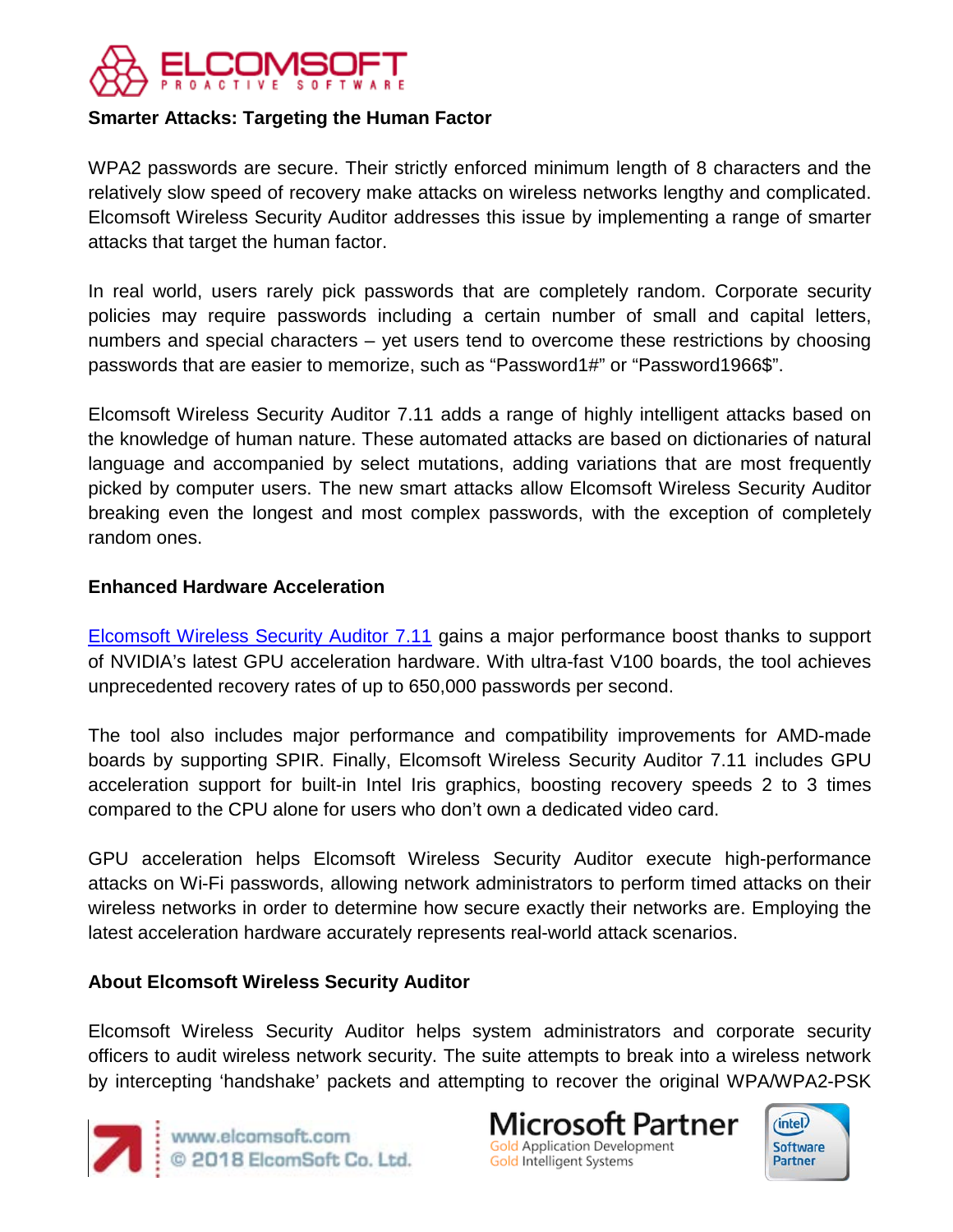### Smarter Attacks: Targeting the Human Factor

WPA2 passwords are secure. Their strictly enforced minimum length of 8 characters and the relatively slow speed of recovery make attacks on wireless networks lengthy and complicated. Elcomsoft Wireless Security Auditor addresses this issue by implementing a range of smarter attacks that target the human factor.

In real world, users rarely pick passwords that are completely random. Corporate security policies may require passwords including a certain number of small and capital letters, numbers and special characters – yet users tend to overcome these restrictions by choosing passwords that are easier to memorize, such as “Password1#” or “Password1966$”.

Elcomsoft Wireless Security Auditor 7.11 adds a range of highly intelligent attacks based on the knowledge of human nature. These automated attacks are based on dictionaries of natural language and accompanied by select mutations, adding variations that are most frequently picked by computer users. The new smart attacks allow Elcomsoft Wireless Security Auditor breaking even the longest and most complex passwords, with the exception of completely random ones.

### Enhanced Hardware Acceleration

Elcomsoft Wireless Security Auditor 7.11 gains a major performance boost thanks to support of NVIDIA’s latest GPU acceleration hardware. With ultra-fast V100 boards, the tool achieves unprecedented recovery rates of up to 650,000 passwords per second.

The tool also includes major performance and compatibility improvements for AMD-made boards by supporting SPIR. Finally, Elcomsoft Wireless Security Auditor 7.11 includes GPU acceleration support for built-in Intel Iris graphics, boosting recovery speeds 2 to 3 times compared to the CPU alone for users who don’t own a dedicated video card.

GPU acceleration helps Elcomsoft Wireless Security Auditor execute high-performance attacks on Wi-Fi passwords, allowing network administrators to perform timed attacks on their wireless networks in order to determine how secure exactly their networks are. Employing the latest acceleration hardware accurately represents real-world attack scenarios.

### About Elcomsoft Wireless Security Auditor

Elcomsoft Wireless Security Auditor helps system administrators and corporate security officers to audit wireless network security. The suite attempts to break into a wireless network by intercepting ‘handshake’ packets and attempting to recover the original WPA/WPA2-PSK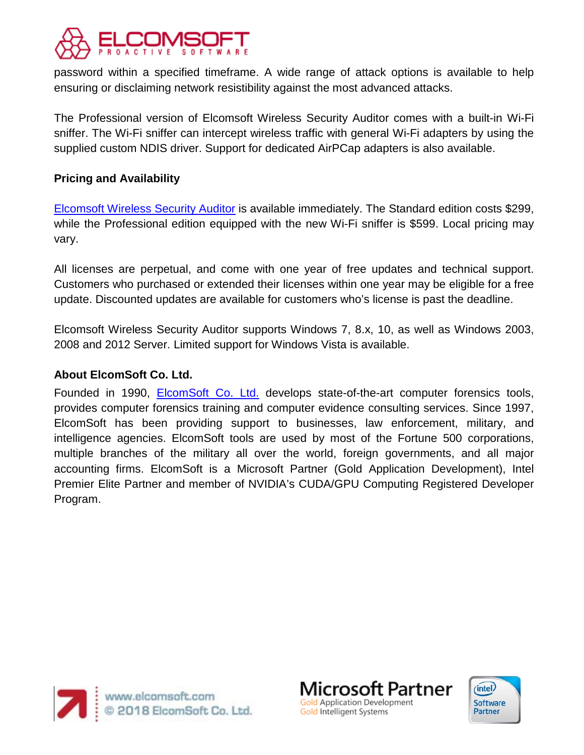password within a specified timeframe. A wide range of attack options is available to help ensuring or disclaiming network resistibility against the most advanced attacks.

The Professional version of Elcomsoft Wireless Security Auditor comes with a built-in Wi-Fi sniffer. The Wi-Fi sniffer can intercept wireless traffic with general Wi-Fi adapters by using the supplied custom NDIS driver. Support for dedicated AirPCap adapters is also available.

**Pricing and Availability**

Elcomsoft Wireless Security Auditor is available immediately. The Standard edition costs $299, while the Professional edition equipped with the new Wi-Fi sniffer is $599. Local pricing may vary.

All licenses are perpetual, and come with one year of free updates and technical support. Customers who purchased or extended their licenses within one year may be eligible for a free update. Discounted updates are available for customers who's license is past the deadline.

Elcomsoft Wireless Security Auditor supports Windows 7, 8.x, 10, as well as Windows 2003, 2008 and 2012 Server. Limited support for Windows Vista is available.

**About ElcomSoft Co. Ltd.**

Founded in 1990, ElcomSoft Co. Ltd. develops state-of-the-art computer forensics tools, provides computer forensics training and computer evidence consulting services. Since 1997, ElcomSoft has been providing support to businesses, law enforcement, military, and intelligence agencies. ElcomSoft tools are used by most of the Fortune 500 corporations, multiple branches of the military all over the world, foreign governments, and all major accounting firms. ElcomSoft is a Microsoft Partner (Gold Application Development), Intel Premier Elite Partner and member of NVIDIA's CUDA/GPU Computing Registered Developer Program.

www.elcomsoft.com
© 2018 ElcomSoft Co. Ltd.

Microsoft Partner
Gold Application Development
Gold Intelligent Systems

intel Software Partner